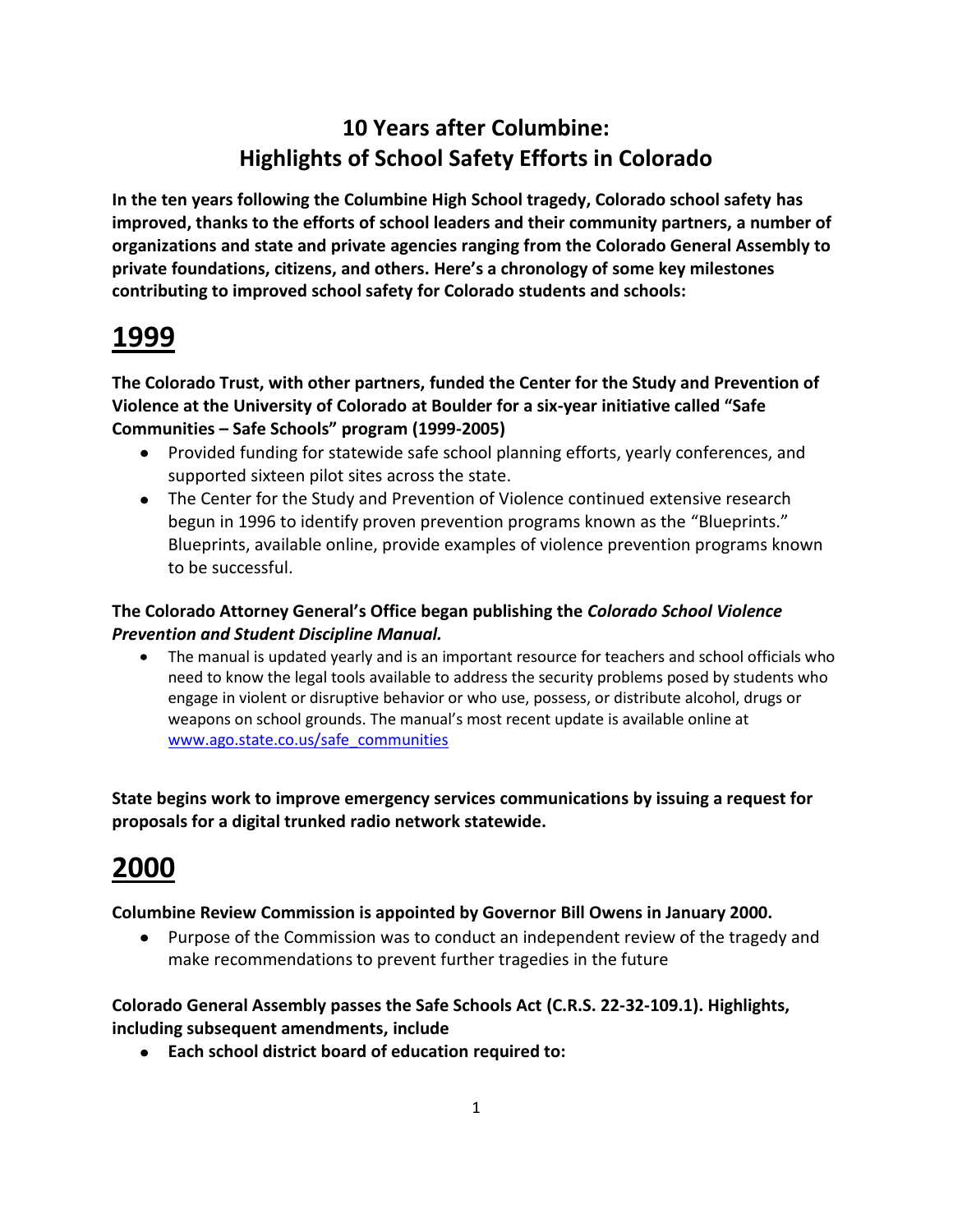# 10 Years after Columbine: Highlights of School Safety Efforts in Colorado

**In the ten years following the Columbine High School tragedy, Colorado school safety has improved, thanks to the efforts of school leaders and their community partners, a number of organizations and state and private agencies ranging from the Colorado General Assembly to private foundations, citizens, and others. Here's a chronology of some key milestones contributing to improved school safety for Colorado students and schools:**

## 1999

**The Colorado Trust, with other partners, funded the Center for the Study and Prevention of Violence at the University of Colorado at Boulder for a six-year initiative called "Safe Communities – Safe Schools" program (1999-2005)**

- Provided funding for statewide safe school planning efforts, yearly conferences, and supported sixteen pilot sites across the state.
- The Center for the Study and Prevention of Violence continued extensive research begun in 1996 to identify proven prevention programs known as the "Blueprints." Blueprints, available online, provide examples of violence prevention programs known to be successful.

**The Colorado Attorney General's Office began publishing the *Colorado School Violence Prevention and Student Discipline Manual.***

- The manual is updated yearly and is an important resource for teachers and school officials who need to know the legal tools available to address the security problems posed by students who engage in violent or disruptive behavior or who use, possess, or distribute alcohol, drugs or weapons on school grounds. The manual's most recent update is available online at [www.ago.state.co.us/safe_communities](www.ago.state.co.us/safe_communities)

**State begins work to improve emergency services communications by issuing a request for proposals for a digital trunked radio network statewide.**

## 2000

**Columbine Review Commission is appointed by Governor Bill Owens in January 2000.**

- Purpose of the Commission was to conduct an independent review of the tragedy and make recommendations to prevent further tragedies in the future

**Colorado General Assembly passes the Safe Schools Act (C.R.S. 22-32-109.1). Highlights, including subsequent amendments, include**

- **Each school district board of education required to:**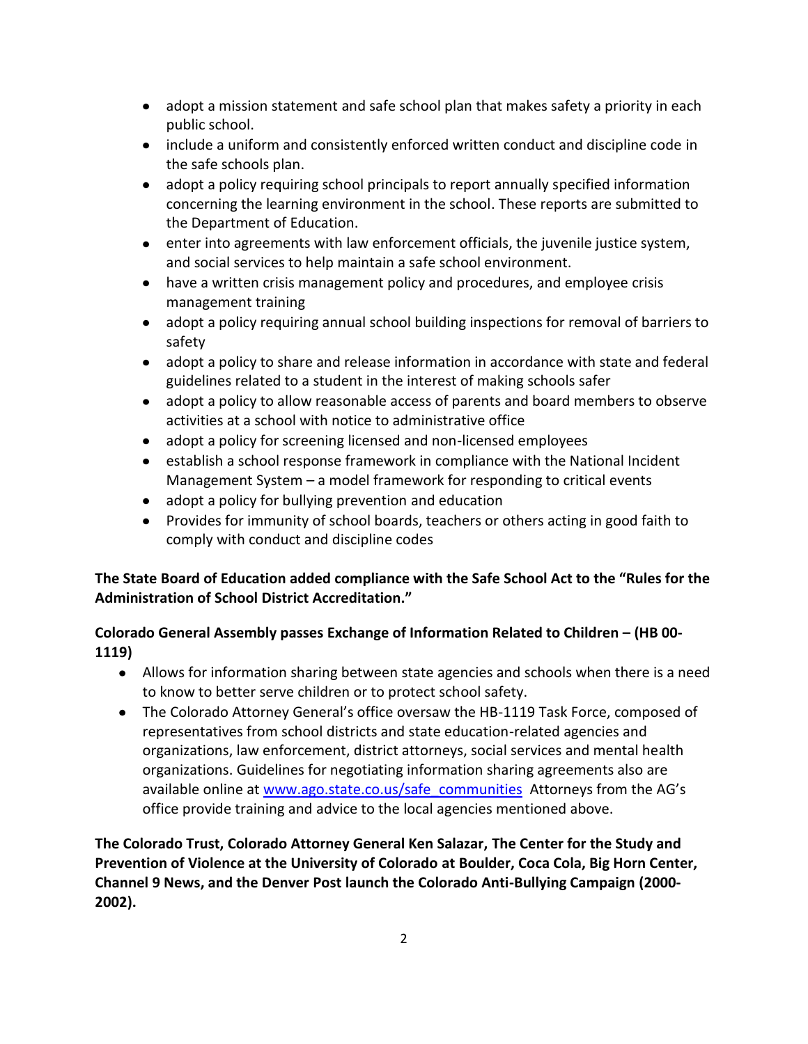- adopt a mission statement and safe school plan that makes safety a priority in each public school.
- include a uniform and consistently enforced written conduct and discipline code in the safe schools plan.
- adopt a policy requiring school principals to report annually specified information concerning the learning environment in the school. These reports are submitted to the Department of Education.
- enter into agreements with law enforcement officials, the juvenile justice system, and social services to help maintain a safe school environment.
- have a written crisis management policy and procedures, and employee crisis management training
- adopt a policy requiring annual school building inspections for removal of barriers to safety
- adopt a policy to share and release information in accordance with state and federal guidelines related to a student in the interest of making schools safer
- adopt a policy to allow reasonable access of parents and board members to observe activities at a school with notice to administrative office
- adopt a policy for screening licensed and non-licensed employees
- establish a school response framework in compliance with the National Incident Management System – a model framework for responding to critical events
- adopt a policy for bullying prevention and education
- Provides for immunity of school boards, teachers or others acting in good faith to comply with conduct and discipline codes

**The State Board of Education added compliance with the Safe School Act to the "Rules for the Administration of School District Accreditation."**

**Colorado General Assembly passes Exchange of Information Related to Children – (HB 00-1119)**

- Allows for information sharing between state agencies and schools when there is a need to know to better serve children or to protect school safety.
- The Colorado Attorney General's office oversaw the HB-1119 Task Force, composed of representatives from school districts and state education-related agencies and organizations, law enforcement, district attorneys, social services and mental health organizations. Guidelines for negotiating information sharing agreements also are available online at [www.ago.state.co.us/safe_communities](http://www.ago.state.co.us/safe_communities) Attorneys from the AG's office provide training and advice to the local agencies mentioned above.

**The Colorado Trust, Colorado Attorney General Ken Salazar, The Center for the Study and Prevention of Violence at the University of Colorado at Boulder, Coca Cola, Big Horn Center, Channel 9 News, and the Denver Post launch the Colorado Anti-Bullying Campaign (2000-2002).**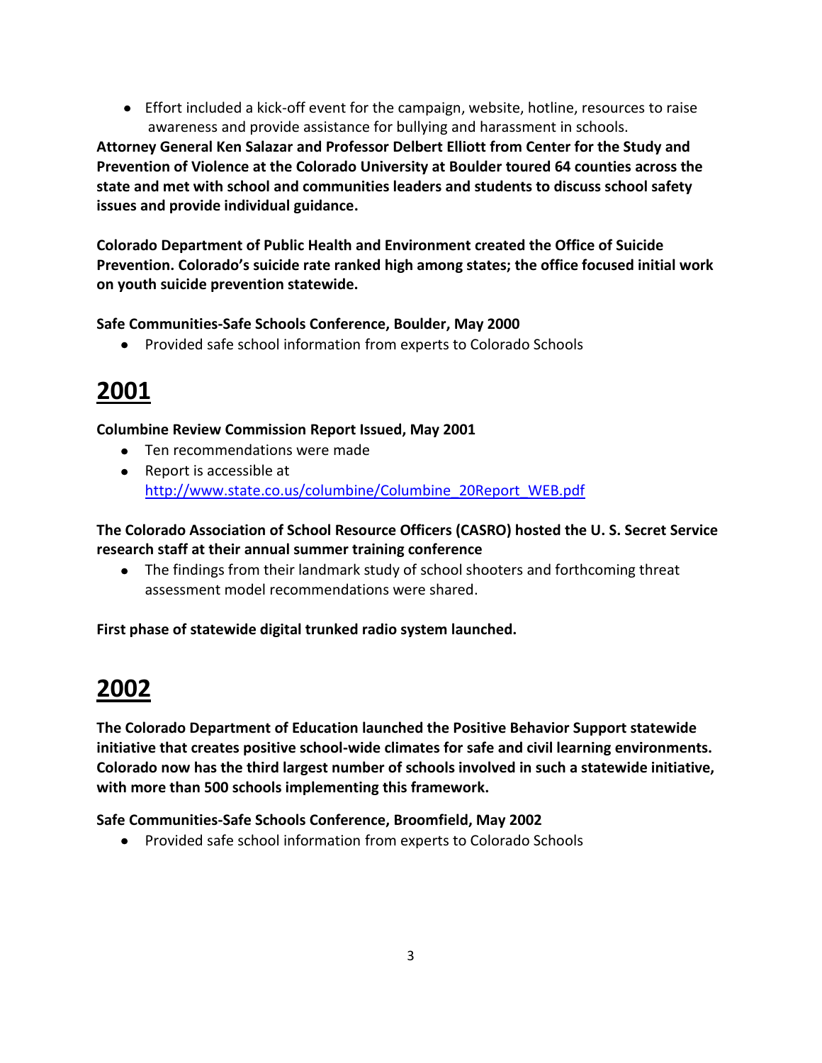- Effort included a kick-off event for the campaign, website, hotline, resources to raise awareness and provide assistance for bullying and harassment in schools.

**Attorney General Ken Salazar and Professor Delbert Elliott from Center for the Study and Prevention of Violence at the Colorado University at Boulder toured 64 counties across the state and met with school and communities leaders and students to discuss school safety issues and provide individual guidance.**

**Colorado Department of Public Health and Environment created the Office of Suicide Prevention. Colorado's suicide rate ranked high among states; the office focused initial work on youth suicide prevention statewide.**

**Safe Communities-Safe Schools Conference, Boulder, May 2000**

- Provided safe school information from experts to Colorado Schools

# 2001

**Columbine Review Commission Report Issued, May 2001**

- Ten recommendations were made
- Report is accessible at http://www.state.co.us/columbine/Columbine_20Report_WEB.pdf

**The Colorado Association of School Resource Officers (CASRO) hosted the U. S. Secret Service research staff at their annual summer training conference**

- The findings from their landmark study of school shooters and forthcoming threat assessment model recommendations were shared.

**First phase of statewide digital trunked radio system launched.**

# 2002

**The Colorado Department of Education launched the Positive Behavior Support statewide initiative that creates positive school-wide climates for safe and civil learning environments. Colorado now has the third largest number of schools involved in such a statewide initiative, with more than 500 schools implementing this framework.**

**Safe Communities-Safe Schools Conference, Broomfield, May 2002**

- Provided safe school information from experts to Colorado Schools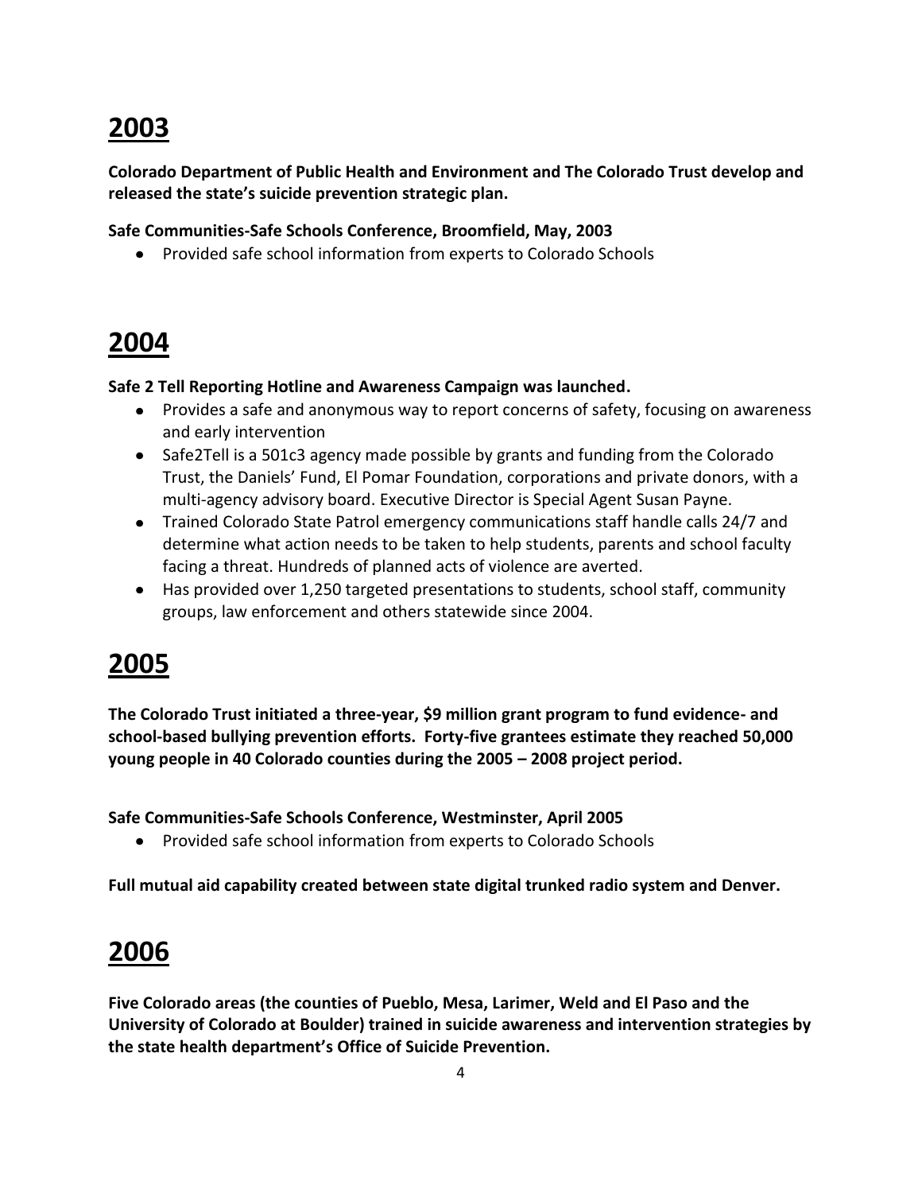# 2003

**Colorado Department of Public Health and Environment and The Colorado Trust develop and released the state's suicide prevention strategic plan.**

**Safe Communities-Safe Schools Conference, Broomfield, May, 2003**

- Provided safe school information from experts to Colorado Schools

# 2004

**Safe 2 Tell Reporting Hotline and Awareness Campaign was launched.**

- Provides a safe and anonymous way to report concerns of safety, focusing on awareness and early intervention
- Safe2Tell is a 501c3 agency made possible by grants and funding from the Colorado Trust, the Daniels' Fund, El Pomar Foundation, corporations and private donors, with a multi-agency advisory board. Executive Director is Special Agent Susan Payne.
- Trained Colorado State Patrol emergency communications staff handle calls 24/7 and determine what action needs to be taken to help students, parents and school faculty facing a threat. Hundreds of planned acts of violence are averted.
- Has provided over 1,250 targeted presentations to students, school staff, community groups, law enforcement and others statewide since 2004.

# 2005

**The Colorado Trust initiated a three-year, $9 million grant program to fund evidence- and school-based bullying prevention efforts. Forty-five grantees estimate they reached 50,000 young people in 40 Colorado counties during the 2005 – 2008 project period.**

**Safe Communities-Safe Schools Conference, Westminster, April 2005**

- Provided safe school information from experts to Colorado Schools

**Full mutual aid capability created between state digital trunked radio system and Denver.**

# 2006

**Five Colorado areas (the counties of Pueblo, Mesa, Larimer, Weld and El Paso and the University of Colorado at Boulder) trained in suicide awareness and intervention strategies by the state health department's Office of Suicide Prevention.**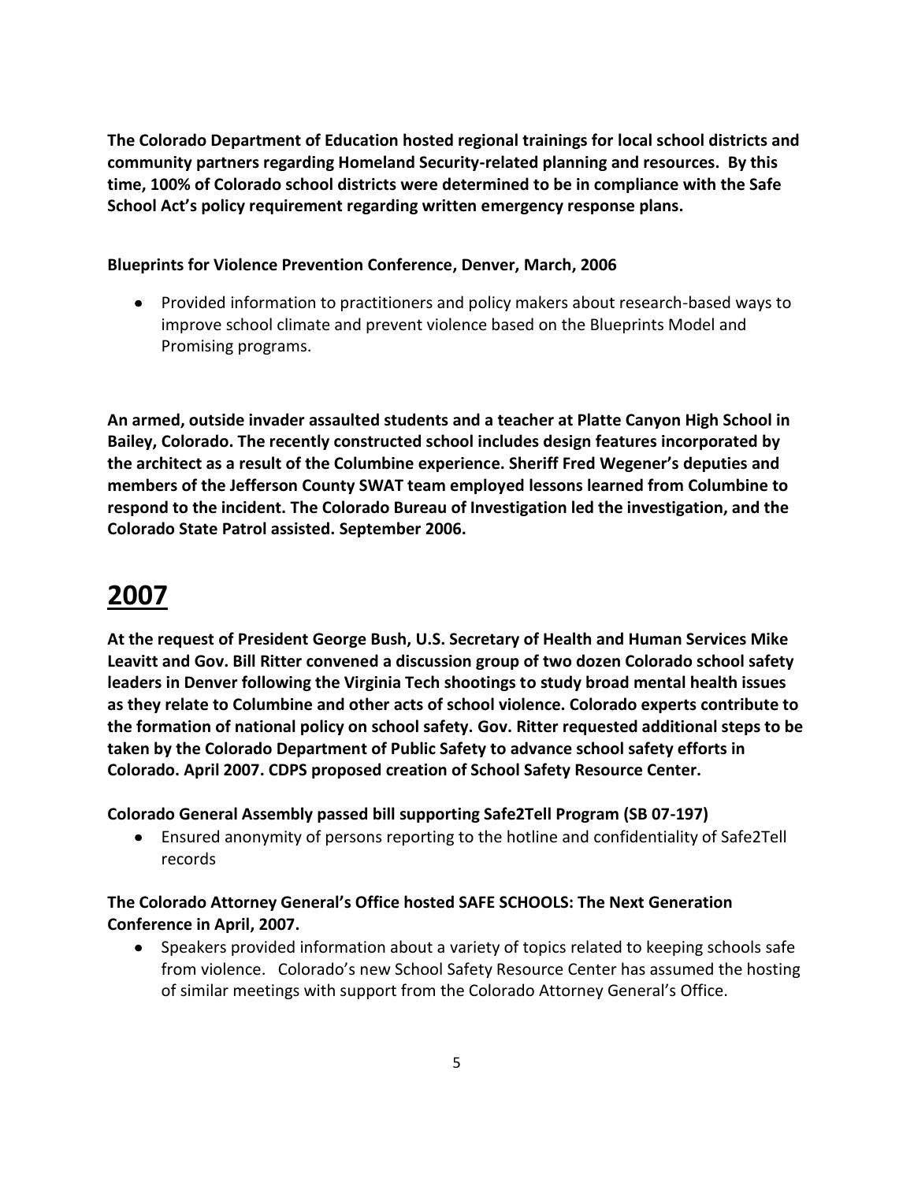**The Colorado Department of Education hosted regional trainings for local school districts and community partners regarding Homeland Security-related planning and resources. By this time, 100% of Colorado school districts were determined to be in compliance with the Safe School Act's policy requirement regarding written emergency response plans.**

**Blueprints for Violence Prevention Conference, Denver, March, 2006**

- Provided information to practitioners and policy makers about research-based ways to improve school climate and prevent violence based on the Blueprints Model and Promising programs.

**An armed, outside invader assaulted students and a teacher at Platte Canyon High School in Bailey, Colorado. The recently constructed school includes design features incorporated by the architect as a result of the Columbine experience. Sheriff Fred Wegener's deputies and members of the Jefferson County SWAT team employed lessons learned from Columbine to respond to the incident. The Colorado Bureau of Investigation led the investigation, and the Colorado State Patrol assisted. September 2006.**

# 2007

**At the request of President George Bush, U.S. Secretary of Health and Human Services Mike Leavitt and Gov. Bill Ritter convened a discussion group of two dozen Colorado school safety leaders in Denver following the Virginia Tech shootings to study broad mental health issues as they relate to Columbine and other acts of school violence. Colorado experts contribute to the formation of national policy on school safety. Gov. Ritter requested additional steps to be taken by the Colorado Department of Public Safety to advance school safety efforts in Colorado. April 2007. CDPS proposed creation of School Safety Resource Center.**

**Colorado General Assembly passed bill supporting Safe2Tell Program (SB 07-197)**

- Ensured anonymity of persons reporting to the hotline and confidentiality of Safe2Tell records

**The Colorado Attorney General's Office hosted SAFE SCHOOLS: The Next Generation Conference in April, 2007.**

- Speakers provided information about a variety of topics related to keeping schools safe from violence. Colorado's new School Safety Resource Center has assumed the hosting of similar meetings with support from the Colorado Attorney General's Office.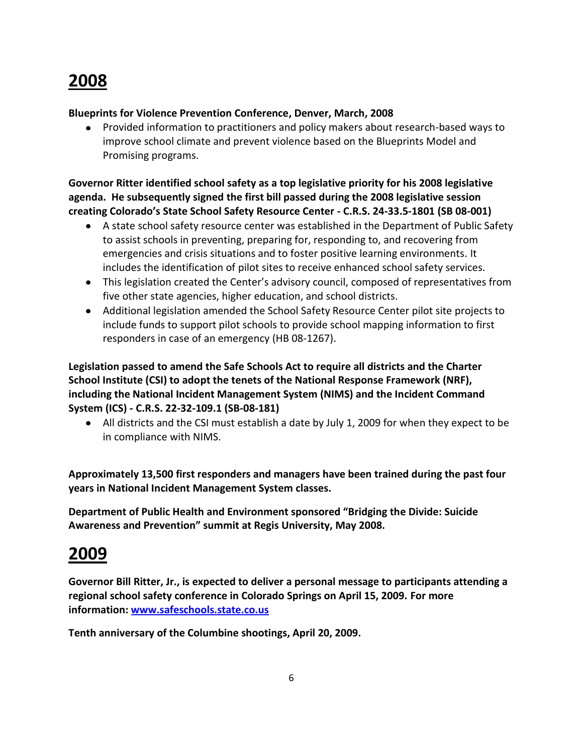# 2008

**Blueprints for Violence Prevention Conference, Denver, March, 2008**

- Provided information to practitioners and policy makers about research-based ways to improve school climate and prevent violence based on the Blueprints Model and Promising programs.

**Governor Ritter identified school safety as a top legislative priority for his 2008 legislative agenda. He subsequently signed the first bill passed during the 2008 legislative session creating Colorado's State School Safety Resource Center - C.R.S. 24-33.5-1801 (SB 08-001)**

- A state school safety resource center was established in the Department of Public Safety to assist schools in preventing, preparing for, responding to, and recovering from emergencies and crisis situations and to foster positive learning environments. It includes the identification of pilot sites to receive enhanced school safety services.
- This legislation created the Center's advisory council, composed of representatives from five other state agencies, higher education, and school districts.
- Additional legislation amended the School Safety Resource Center pilot site projects to include funds to support pilot schools to provide school mapping information to first responders in case of an emergency (HB 08-1267).

**Legislation passed to amend the Safe Schools Act to require all districts and the Charter School Institute (CSI) to adopt the tenets of the National Response Framework (NRF), including the National Incident Management System (NIMS) and the Incident Command System (ICS) - C.R.S. 22-32-109.1 (SB-08-181)**

- All districts and the CSI must establish a date by July 1, 2009 for when they expect to be in compliance with NIMS.

**Approximately 13,500 first responders and managers have been trained during the past four years in National Incident Management System classes.**

**Department of Public Health and Environment sponsored "Bridging the Divide: Suicide Awareness and Prevention" summit at Regis University, May 2008.**

# 2009

**Governor Bill Ritter, Jr., is expected to deliver a personal message to participants attending a regional school safety conference in Colorado Springs on April 15, 2009. For more information: [www.safeschools.state.co.us](http://www.safeschools.state.co.us)**

**Tenth anniversary of the Columbine shootings, April 20, 2009.**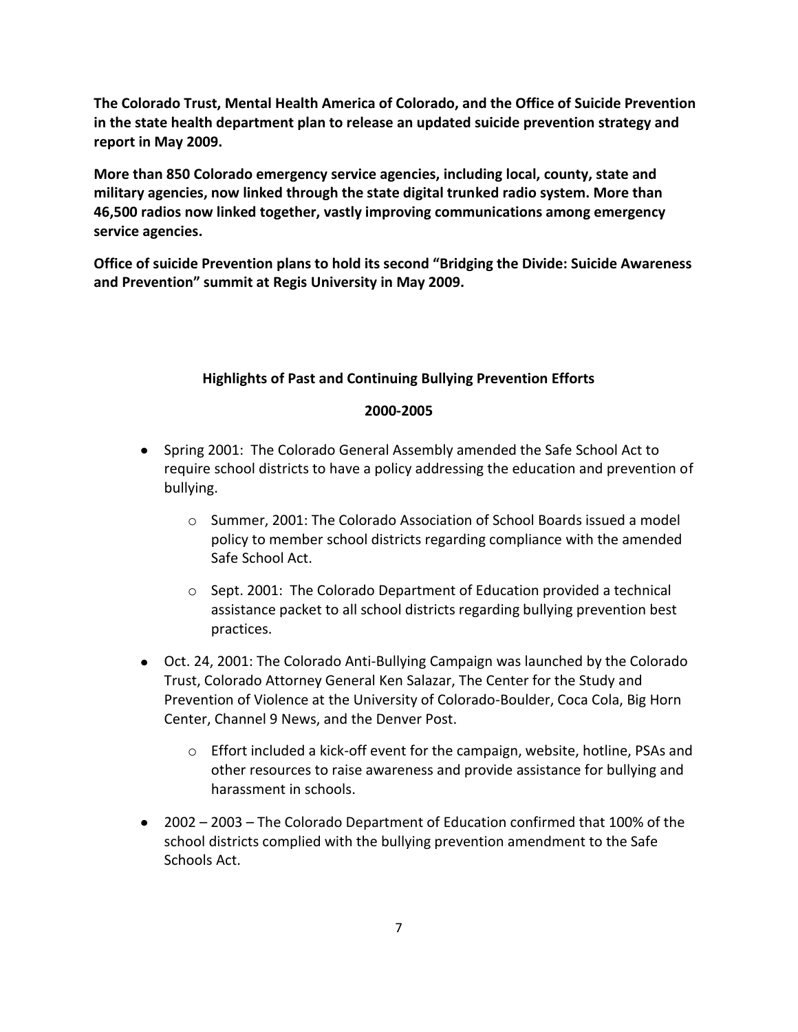**The Colorado Trust, Mental Health America of Colorado, and the Office of Suicide Prevention in the state health department plan to release an updated suicide prevention strategy and report in May 2009.**

**More than 850 Colorado emergency service agencies, including local, county, state and military agencies, now linked through the state digital trunked radio system. More than 46,500 radios now linked together, vastly improving communications among emergency service agencies.**

**Office of suicide Prevention plans to hold its second "Bridging the Divide: Suicide Awareness and Prevention" summit at Regis University in May 2009.**

## Highlights of Past and Continuing Bullying Prevention Efforts

### 2000-2005

- Spring 2001: The Colorado General Assembly amended the Safe School Act to require school districts to have a policy addressing the education and prevention of bullying.
  - Summer, 2001: The Colorado Association of School Boards issued a model policy to member school districts regarding compliance with the amended Safe School Act.
  - Sept. 2001: The Colorado Department of Education provided a technical assistance packet to all school districts regarding bullying prevention best practices.
- Oct. 24, 2001: The Colorado Anti-Bullying Campaign was launched by the Colorado Trust, Colorado Attorney General Ken Salazar, The Center for the Study and Prevention of Violence at the University of Colorado-Boulder, Coca Cola, Big Horn Center, Channel 9 News, and the Denver Post.
  - Effort included a kick-off event for the campaign, website, hotline, PSAs and other resources to raise awareness and provide assistance for bullying and harassment in schools.
- 2002 – 2003 – The Colorado Department of Education confirmed that 100% of the school districts complied with the bullying prevention amendment to the Safe Schools Act.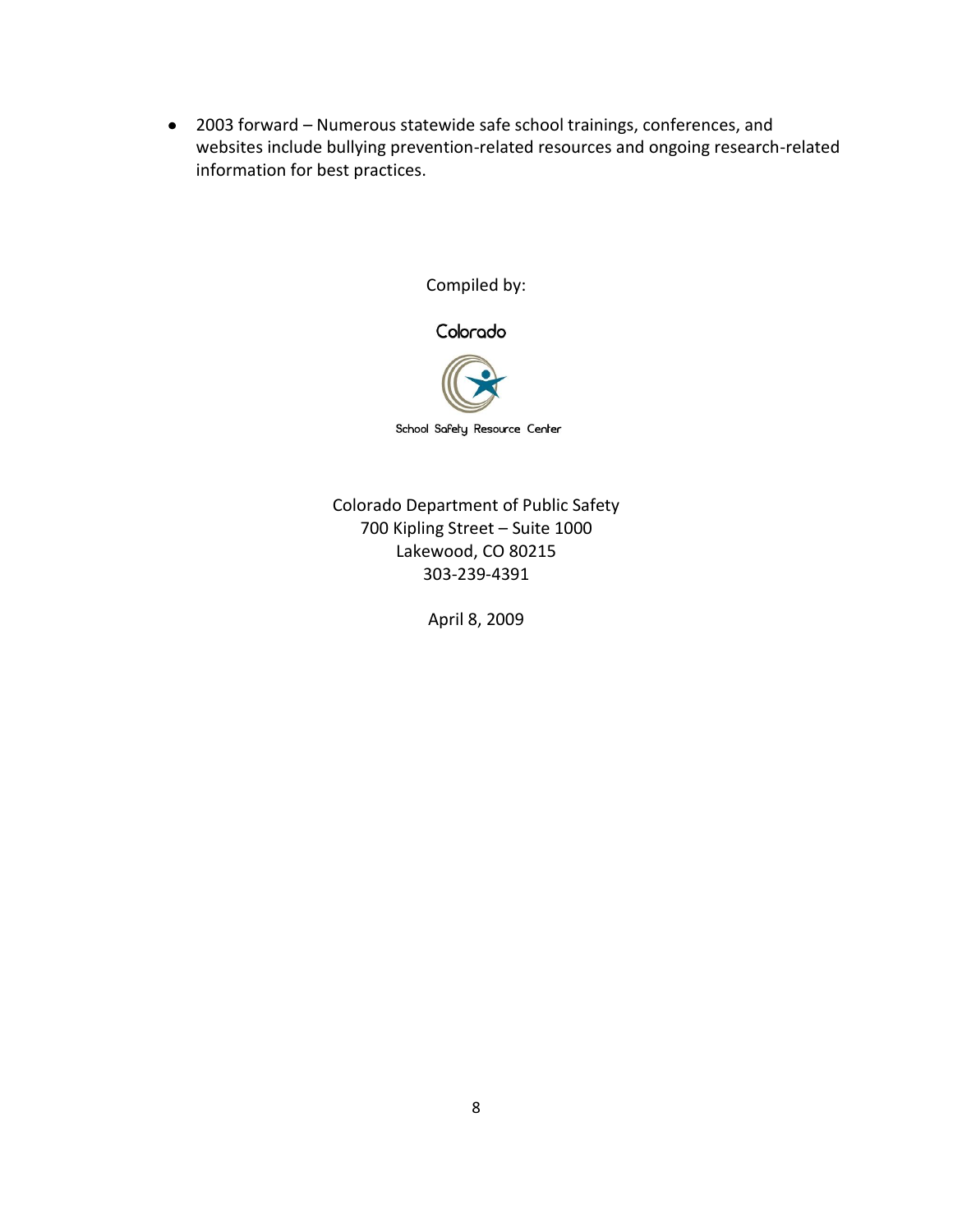- 2003 forward – Numerous statewide safe school trainings, conferences, and websites include bullying prevention-related resources and ongoing research-related information for best practices.

Compiled by:

Colorado

School Safety Resource Center

Colorado Department of Public Safety
700 Kipling Street – Suite 1000
Lakewood, CO 80215
303-239-4391

April 8, 2009